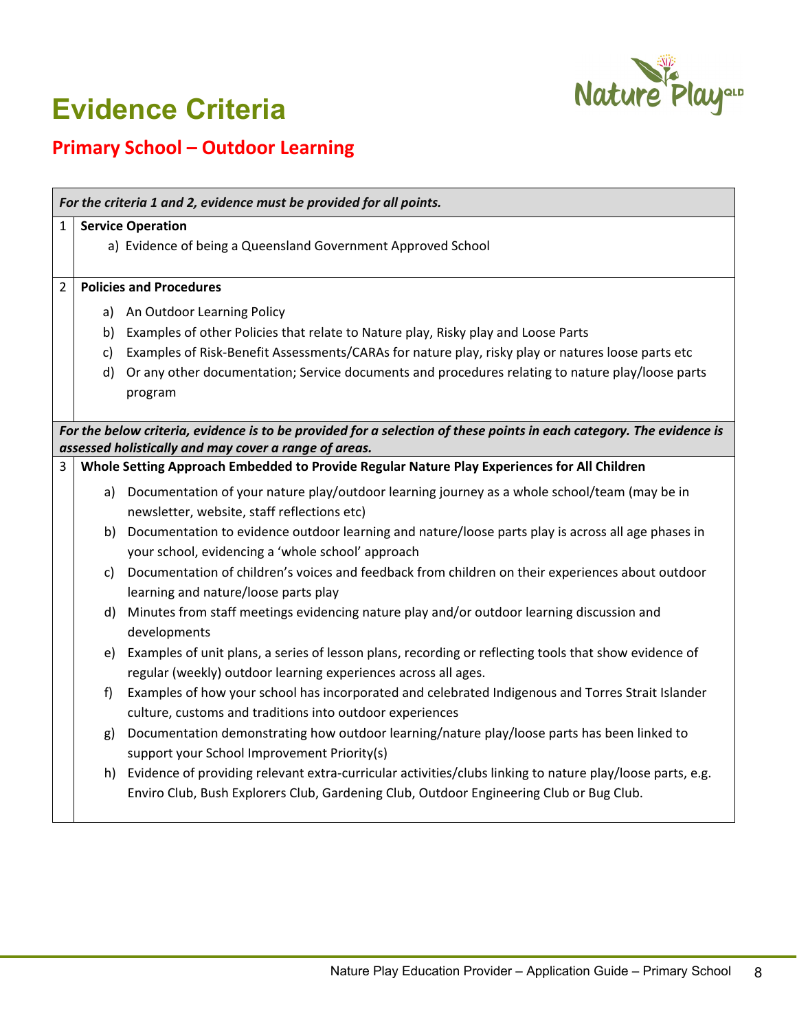# Evidence Criteria

## Primary School – Outdoor Learning

| | *For the criteria 1 and 2, evidence must be provided for all points.* |
|---|---|
| 1 | **Service Operation**<br>a) Evidence of being a Queensland Government Approved School |
| 2 | **Policies and Procedures**<br>a) An Outdoor Learning Policy<br>b) Examples of other Policies that relate to Nature play, Risky play and Loose Parts<br>c) Examples of Risk-Benefit Assessments/CARAs for nature play, risky play or natures loose parts etc<br>d) Or any other documentation; Service documents and procedures relating to nature play/loose parts program |
| | ***For the below criteria, evidence is to be provided for a selection of these points in each category. The evidence is assessed holistically and may cover a range of areas.*** |
| 3 | **Whole Setting Approach Embedded to Provide Regular Nature Play Experiences for All Children**<br>a) Documentation of your nature play/outdoor learning journey as a whole school/team (may be in newsletter, website, staff reflections etc)<br>b) Documentation to evidence outdoor learning and nature/loose parts play is across all age phases in your school, evidencing a 'whole school' approach<br>c) Documentation of children's voices and feedback from children on their experiences about outdoor learning and nature/loose parts play<br>d) Minutes from staff meetings evidencing nature play and/or outdoor learning discussion and developments<br>e) Examples of unit plans, a series of lesson plans, recording or reflecting tools that show evidence of regular (weekly) outdoor learning experiences across all ages.<br>f) Examples of how your school has incorporated and celebrated Indigenous and Torres Strait Islander culture, customs and traditions into outdoor experiences<br>g) Documentation demonstrating how outdoor learning/nature play/loose parts has been linked to support your School Improvement Priority(s)<br>h) Evidence of providing relevant extra-curricular activities/clubs linking to nature play/loose parts, e.g. Enviro Club, Bush Explorers Club, Gardening Club, Outdoor Engineering Club or Bug Club. |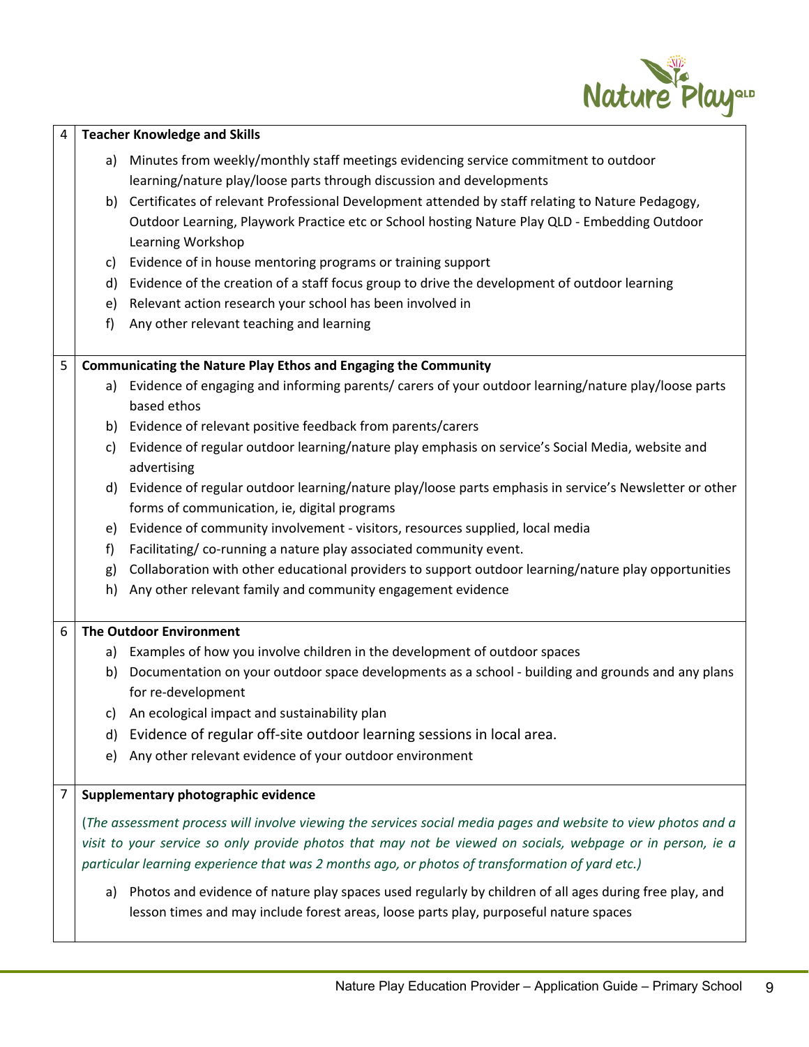| | |
|---|---|
| 4 | **Teacher Knowledge and Skills**<br>a) Minutes from weekly/monthly staff meetings evidencing service commitment to outdoor learning/nature play/loose parts through discussion and developments<br>b) Certificates of relevant Professional Development attended by staff relating to Nature Pedagogy, Outdoor Learning, Playwork Practice etc or School hosting Nature Play QLD - Embedding Outdoor Learning Workshop<br>c) Evidence of in house mentoring programs or training support<br>d) Evidence of the creation of a staff focus group to drive the development of outdoor learning<br>e) Relevant action research your school has been involved in<br>f) Any other relevant teaching and learning |
| 5 | **Communicating the Nature Play Ethos and Engaging the Community**<br>a) Evidence of engaging and informing parents/ carers of your outdoor learning/nature play/loose parts based ethos<br>b) Evidence of relevant positive feedback from parents/carers<br>c) Evidence of regular outdoor learning/nature play emphasis on service's Social Media, website and advertising<br>d) Evidence of regular outdoor learning/nature play/loose parts emphasis in service's Newsletter or other forms of communication, ie, digital programs<br>e) Evidence of community involvement - visitors, resources supplied, local media<br>f) Facilitating/ co-running a nature play associated community event.<br>g) Collaboration with other educational providers to support outdoor learning/nature play opportunities<br>h) Any other relevant family and community engagement evidence |
| 6 | **The Outdoor Environment**<br>a) Examples of how you involve children in the development of outdoor spaces<br>b) Documentation on your outdoor space developments as a school - building and grounds and any plans for re-development<br>c) An ecological impact and sustainability plan<br>d) Evidence of regular off-site outdoor learning sessions in local area.<br>e) Any other relevant evidence of your outdoor environment |
| 7 | **Supplementary photographic evidence**<br>(*The assessment process will involve viewing the services social media pages and website to view photos and a visit to your service so only provide photos that may not be viewed on socials, webpage or in person, ie a particular learning experience that was 2 months ago, or photos of transformation of yard etc.)*<br>a) Photos and evidence of nature play spaces used regularly by children of all ages during free play, and lesson times and may include forest areas, loose parts play, purposeful nature spaces |